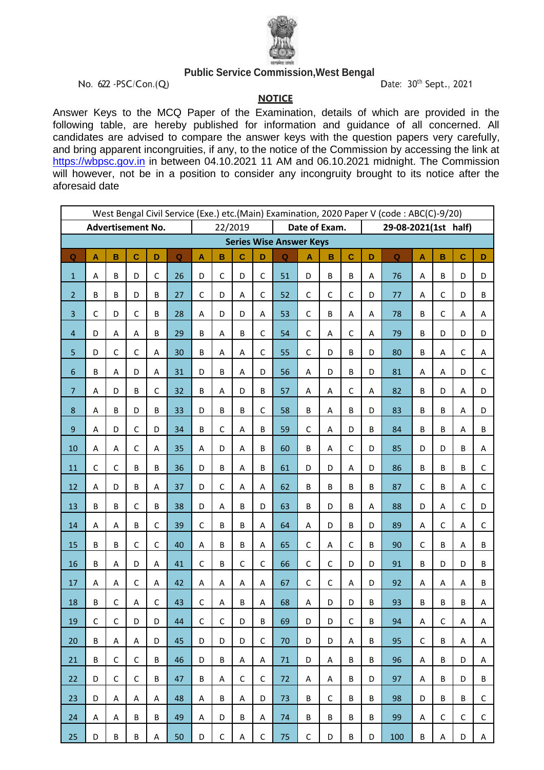**Public Service Commission,West Bengal**

No. 622 -PSC/Con.(Q)

Date: 30th Sept., 2021

## NOTICE

Answer Keys to the MCQ Paper of the Examination, details of which are provided in the following table, are hereby published for information and guidance of all concerned. All candidates are advised to compare the answer keys with the question papers very carefully, and bring apparent incongruities, if any, to the notice of the Commission by accessing the link at https://wbpsc.gov.in in between 04.10.2021 11 AM and 06.10.2021 midnight. The Commission will however, not be in a position to consider any incongruity brought to its notice after the aforesaid date

West Bengal Civil Service (Exe.) etc.(Main) Examination, 2020 Paper V (code : ABC(C)-9/20)

**Advertisement No.** 22/2019 — **Date of Exam.** 29-08-2021(1st half)

**Series Wise Answer Keys**

| Q | A | B | C | D | Q | A | B | C | D | Q | A | B | C | D | Q | A | B | C | D |
|---|---|---|---|---|---|---|---|---|---|---|---|---|---|---|---|---|---|---|---|
| 1 | A | B | D | C | 26 | D | C | D | C | 51 | D | B | B | A | 76 | A | B | D | D |
| 2 | B | B | D | B | 27 | C | D | A | C | 52 | C | C | C | D | 77 | A | C | D | B |
| 3 | C | D | C | B | 28 | A | D | D | A | 53 | C | B | A | A | 78 | B | C | A | A |
| 4 | D | A | A | B | 29 | B | A | B | C | 54 | C | A | C | A | 79 | B | D | D | D |
| 5 | D | C | C | A | 30 | B | A | A | C | 55 | C | D | B | D | 80 | B | A | C | A |
| 6 | B | A | D | A | 31 | D | B | A | D | 56 | A | D | B | D | 81 | A | A | D | C |
| 7 | A | D | B | C | 32 | B | A | D | B | 57 | A | A | C | A | 82 | B | D | A | D |
| 8 | A | B | D | B | 33 | D | B | B | C | 58 | B | A | B | D | 83 | B | B | A | D |
| 9 | A | D | C | D | 34 | B | C | A | B | 59 | C | A | D | B | 84 | B | B | A | B |
| 10 | A | A | C | A | 35 | A | D | A | B | 60 | B | A | C | D | 85 | D | D | B | A |
| 11 | C | C | B | B | 36 | D | B | A | B | 61 | D | D | A | D | 86 | B | B | B | C |
| 12 | A | D | B | A | 37 | D | C | A | A | 62 | B | B | B | B | 87 | C | B | A | C |
| 13 | B | B | C | B | 38 | D | A | B | D | 63 | B | D | B | A | 88 | D | A | C | D |
| 14 | A | A | B | C | 39 | C | B | B | A | 64 | A | D | B | D | 89 | A | C | A | C |
| 15 | B | B | C | C | 40 | A | B | B | A | 65 | C | A | C | B | 90 | C | B | A | B |
| 16 | B | A | D | A | 41 | C | B | C | C | 66 | C | C | D | D | 91 | B | D | D | B |
| 17 | A | A | C | A | 42 | A | A | A | A | 67 | C | C | A | D | 92 | A | A | A | B |
| 18 | B | C | A | C | 43 | C | A | B | A | 68 | A | D | D | B | 93 | B | B | B | A |
| 19 | C | C | D | D | 44 | C | C | D | B | 69 | D | D | C | B | 94 | A | C | A | A |
| 20 | B | A | A | D | 45 | D | D | D | C | 70 | D | D | A | B | 95 | C | B | A | A |
| 21 | B | C | C | B | 46 | D | B | A | A | 71 | D | A | B | B | 96 | A | B | D | A |
| 22 | D | C | C | B | 47 | B | A | C | C | 72 | A | A | B | D | 97 | A | B | D | B |
| 23 | D | A | A | A | 48 | A | B | A | D | 73 | B | C | B | B | 98 | D | B | B | C |
| 24 | A | A | B | B | 49 | A | D | B | A | 74 | B | B | B | B | 99 | A | C | C | C |
| 25 | D | B | B | A | 50 | D | C | A | C | 75 | C | D | B | D | 100 | B | A | D | A |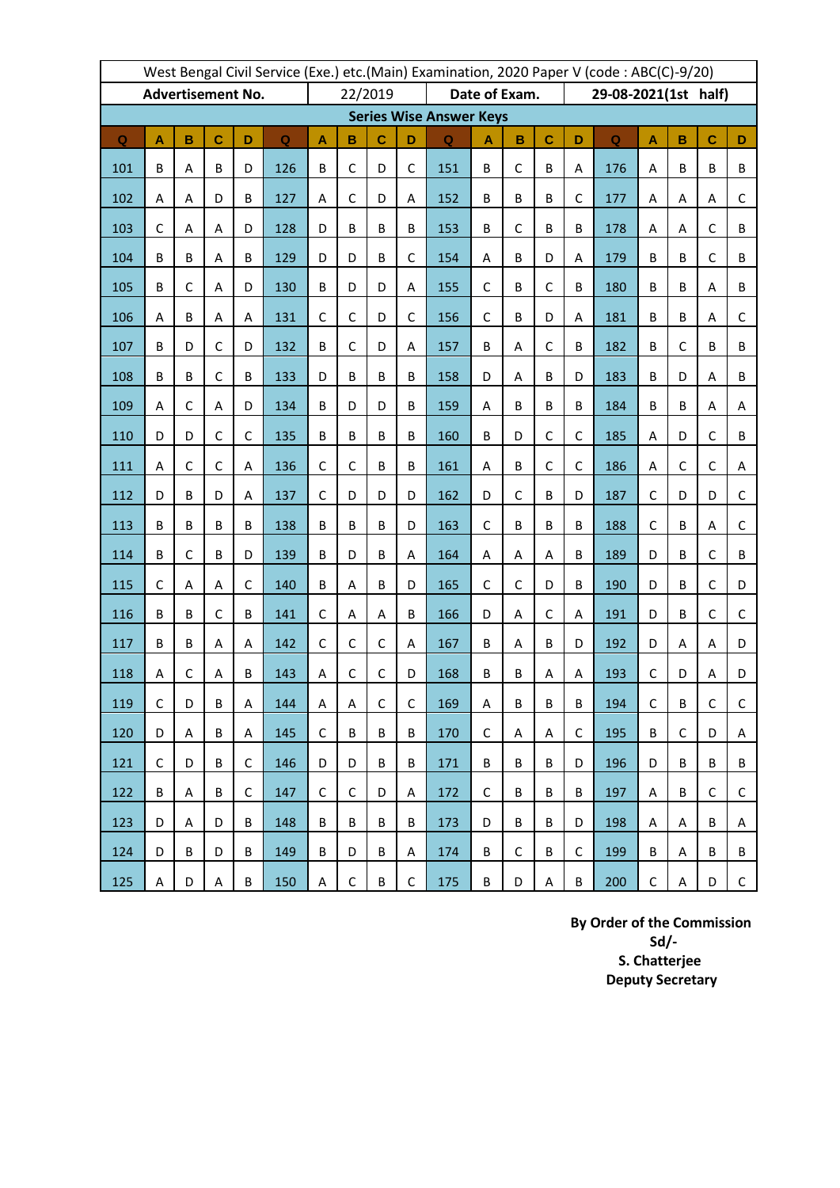| West Bengal Civil Service (Exe.) etc.(Main) Examination, 2020 Paper V (code : ABC(C)-9/20) | | | | | | | | | | | | | | | | | | | |
|---|---|---|---|---|---|---|---|---|---|---|---|---|---|---|---|---|---|---|---|
| **Advertisement No.** | | | | | 22/2019 | | | | | **Date of Exam.** | | | | | **29-08-2021(1st half)** | | | | |
| **Series Wise Answer Keys** | | | | | | | | | | | | | | | | | | | |
| **Q** | **A** | **B** | **C** | **D** | **Q** | **A** | **B** | **C** | **D** | **Q** | **A** | **B** | **C** | **D** | **Q** | **A** | **B** | **C** | **D** |
| 101 | B | A | B | D | 126 | B | C | D | C | 151 | B | C | B | A | 176 | A | B | B | B |
| 102 | A | A | D | B | 127 | A | C | D | A | 152 | B | B | B | C | 177 | A | A | A | C |
| 103 | C | A | A | D | 128 | D | B | B | B | 153 | B | C | B | B | 178 | A | A | C | B |
| 104 | B | B | A | B | 129 | D | D | B | C | 154 | A | B | D | A | 179 | B | B | C | B |
| 105 | B | C | A | D | 130 | B | D | D | A | 155 | C | B | C | B | 180 | B | B | A | B |
| 106 | A | B | A | A | 131 | C | C | D | C | 156 | C | B | D | A | 181 | B | B | A | C |
| 107 | B | D | C | D | 132 | B | C | D | A | 157 | B | A | C | B | 182 | B | C | B | B |
| 108 | B | B | C | B | 133 | D | B | B | B | 158 | D | A | B | D | 183 | B | D | A | B |
| 109 | A | C | A | D | 134 | B | D | D | B | 159 | A | B | B | B | 184 | B | B | A | A |
| 110 | D | D | C | C | 135 | B | B | B | B | 160 | B | D | C | C | 185 | A | D | C | B |
| 111 | A | C | C | A | 136 | C | C | B | B | 161 | A | B | C | C | 186 | A | C | C | A |
| 112 | D | B | D | A | 137 | C | D | D | D | 162 | D | C | B | D | 187 | C | D | D | C |
| 113 | B | B | B | B | 138 | B | B | B | D | 163 | C | B | B | B | 188 | C | B | A | C |
| 114 | B | C | B | D | 139 | B | D | B | A | 164 | A | A | A | B | 189 | D | B | C | B |
| 115 | C | A | A | C | 140 | B | A | B | D | 165 | C | C | D | B | 190 | D | B | C | D |
| 116 | B | B | C | B | 141 | C | A | A | B | 166 | D | A | C | A | 191 | D | B | C | C |
| 117 | B | B | A | A | 142 | C | C | C | A | 167 | B | A | B | D | 192 | D | A | A | D |
| 118 | A | C | A | B | 143 | A | C | C | D | 168 | B | B | A | A | 193 | C | D | A | D |
| 119 | C | D | B | A | 144 | A | A | C | C | 169 | A | B | B | B | 194 | C | B | C | C |
| 120 | D | A | B | A | 145 | C | B | B | B | 170 | C | A | A | C | 195 | B | C | D | A |
| 121 | C | D | B | C | 146 | D | D | B | B | 171 | B | B | B | D | 196 | D | B | B | B |
| 122 | B | A | B | C | 147 | C | C | D | A | 172 | C | B | B | B | 197 | A | B | C | C |
| 123 | D | A | D | B | 148 | B | B | B | B | 173 | D | B | B | D | 198 | A | A | B | A |
| 124 | D | B | D | B | 149 | B | D | B | A | 174 | B | C | B | C | 199 | B | A | B | B |
| 125 | A | D | A | B | 150 | A | C | B | C | 175 | B | D | A | B | 200 | C | A | D | C |

**By Order of the Commission**
**Sd/-**
**S. Chatterjee**
**Deputy Secretary**